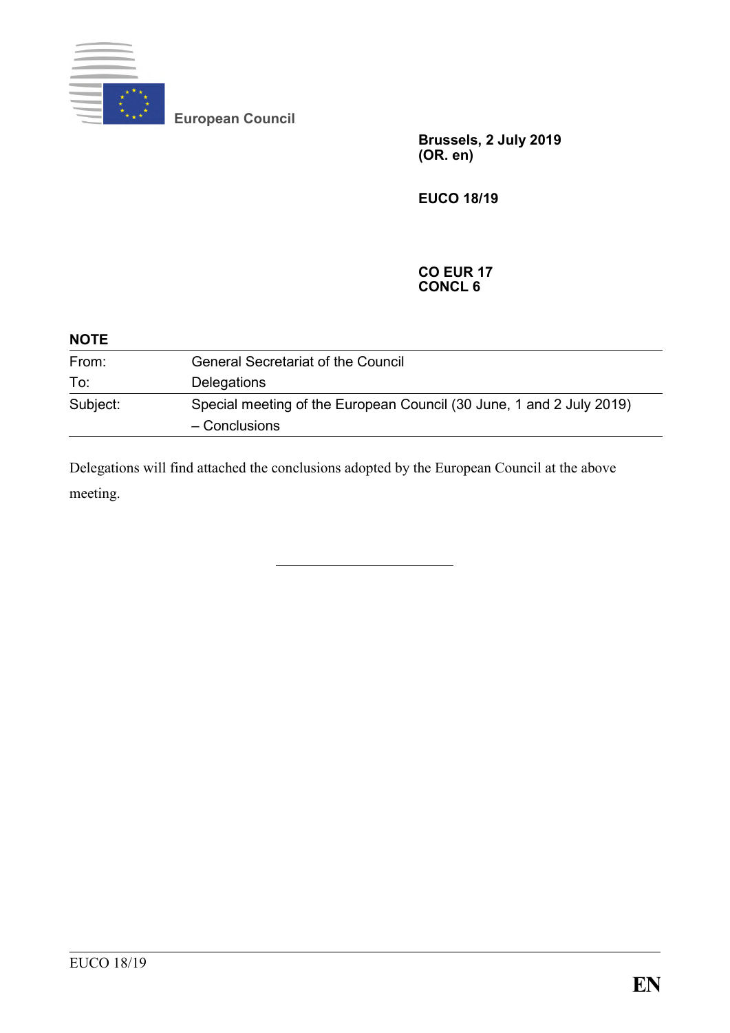European Council

**Brussels, 2 July 2019**
**(OR. en)**

**EUCO 18/19**

**CO EUR 17**
**CONCL 6**

**NOTE**

| | |
|---|---|
| From: | General Secretariat of the Council |
| To: | Delegations |
| Subject: | Special meeting of the European Council (30 June, 1 and 2 July 2019) – Conclusions |

Delegations will find attached the conclusions adopted by the European Council at the above meeting.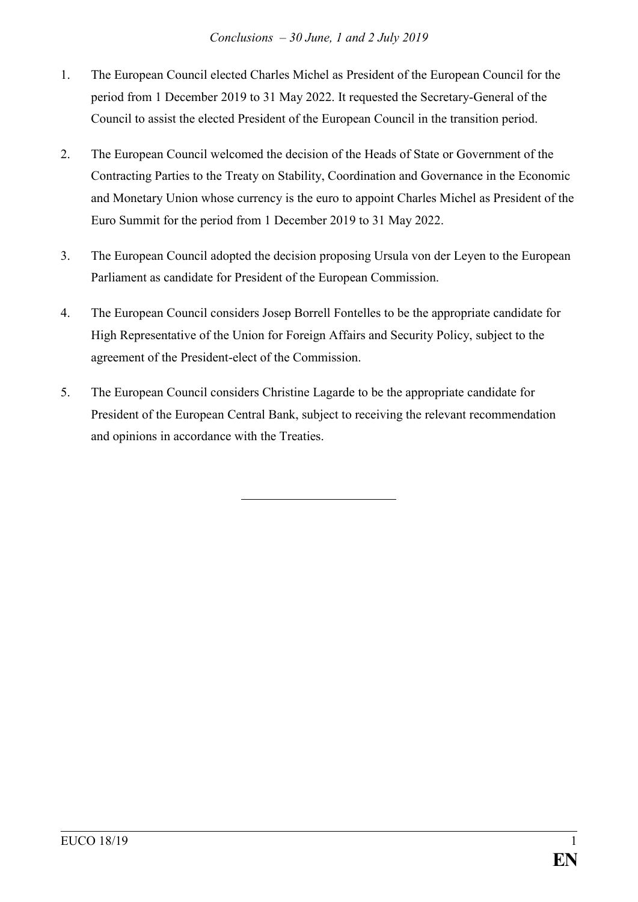1. The European Council elected Charles Michel as President of the European Council for the period from 1 December 2019 to 31 May 2022. It requested the Secretary-General of the Council to assist the elected President of the European Council in the transition period.

2. The European Council welcomed the decision of the Heads of State or Government of the Contracting Parties to the Treaty on Stability, Coordination and Governance in the Economic and Monetary Union whose currency is the euro to appoint Charles Michel as President of the Euro Summit for the period from 1 December 2019 to 31 May 2022.

3. The European Council adopted the decision proposing Ursula von der Leyen to the European Parliament as candidate for President of the European Commission.

4. The European Council considers Josep Borrell Fontelles to be the appropriate candidate for High Representative of the Union for Foreign Affairs and Security Policy, subject to the agreement of the President-elect of the Commission.

5. The European Council considers Christine Lagarde to be the appropriate candidate for President of the European Central Bank, subject to receiving the relevant recommendation and opinions in accordance with the Treaties.